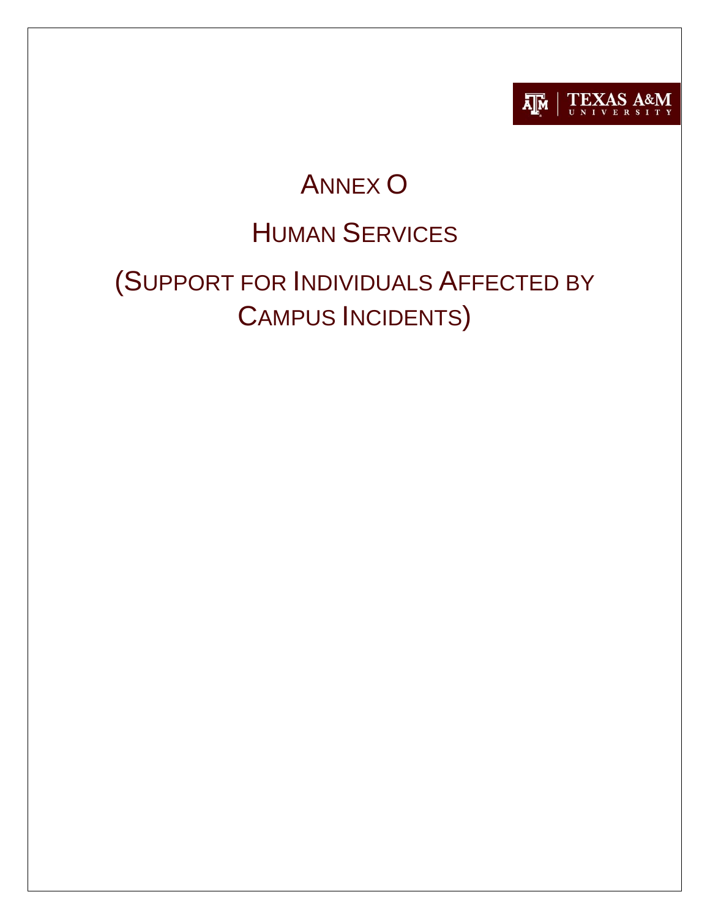TEXAS A&M UNIVERSITY

# ANNEX O

# HUMAN SERVICES

# (SUPPORT FOR INDIVIDUALS AFFECTED BY CAMPUS INCIDENTS)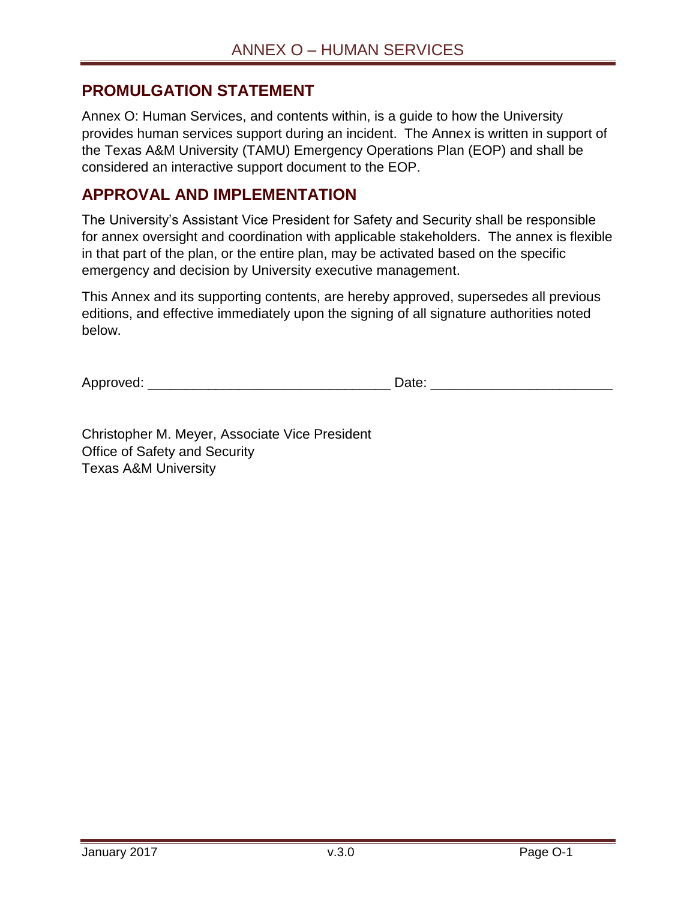## PROMULGATION STATEMENT

Annex O: Human Services, and contents within, is a guide to how the University provides human services support during an incident. The Annex is written in support of the Texas A&M University (TAMU) Emergency Operations Plan (EOP) and shall be considered an interactive support document to the EOP.

## APPROVAL AND IMPLEMENTATION

The University's Assistant Vice President for Safety and Security shall be responsible for annex oversight and coordination with applicable stakeholders. The annex is flexible in that part of the plan, or the entire plan, may be activated based on the specific emergency and decision by University executive management.

This Annex and its supporting contents, are hereby approved, supersedes all previous editions, and effective immediately upon the signing of all signature authorities noted below.

Approved: ________________________________ Date: ________________________

Christopher M. Meyer, Associate Vice President
Office of Safety and Security
Texas A&M University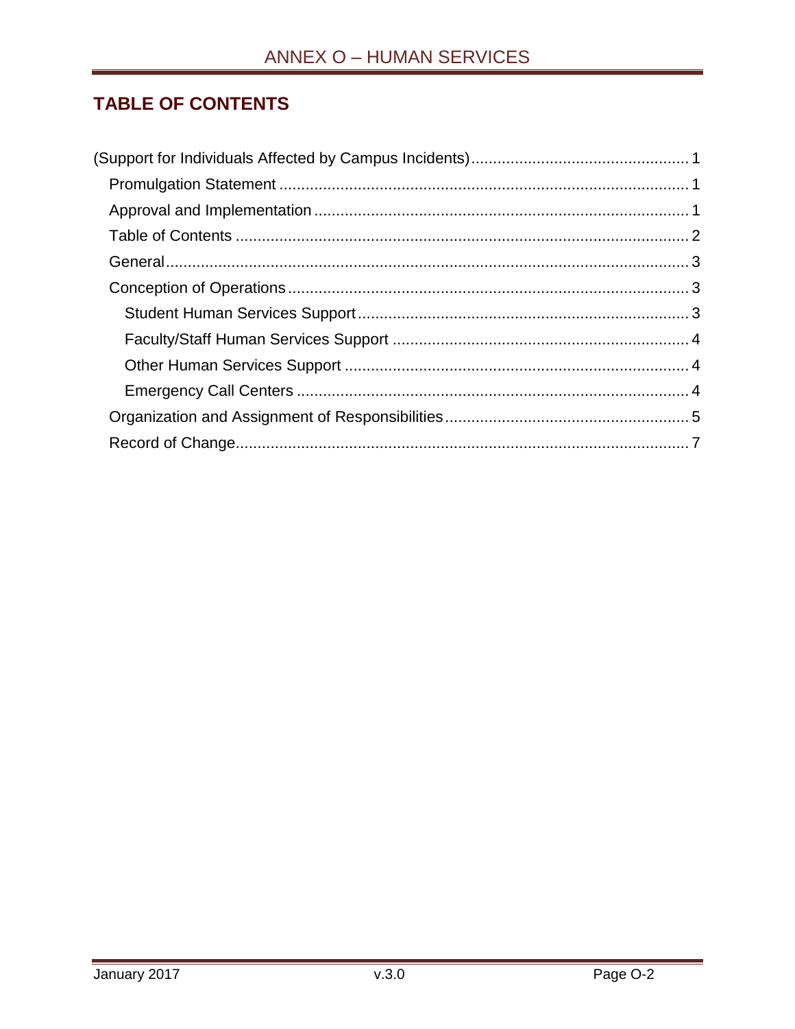## TABLE OF CONTENTS

(Support for Individuals Affected by Campus Incidents) ........ 1

- Promulgation Statement ........ 1
- Approval and Implementation ........ 1
- Table of Contents ........ 2
- General ........ 3
- Conception of Operations ........ 3
  - Student Human Services Support ........ 3
  - Faculty/Staff Human Services Support ........ 4
  - Other Human Services Support ........ 4
  - Emergency Call Centers ........ 4
- Organization and Assignment of Responsibilities ........ 5
- Record of Change ........ 7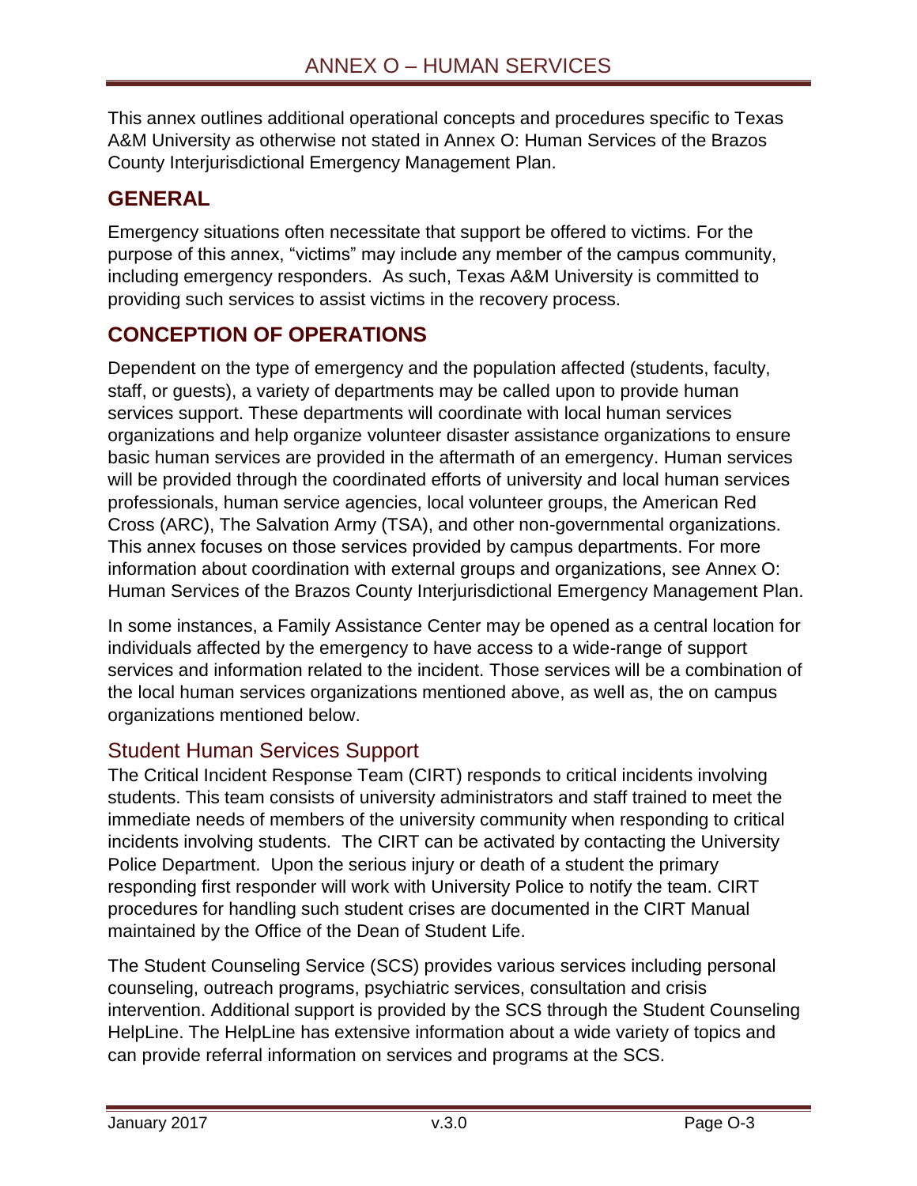# ANNEX O – HUMAN SERVICES

This annex outlines additional operational concepts and procedures specific to Texas A&M University as otherwise not stated in Annex O: Human Services of the Brazos County Interjurisdictional Emergency Management Plan.

## GENERAL

Emergency situations often necessitate that support be offered to victims. For the purpose of this annex, "victims" may include any member of the campus community, including emergency responders. As such, Texas A&M University is committed to providing such services to assist victims in the recovery process.

## CONCEPTION OF OPERATIONS

Dependent on the type of emergency and the population affected (students, faculty, staff, or guests), a variety of departments may be called upon to provide human services support. These departments will coordinate with local human services organizations and help organize volunteer disaster assistance organizations to ensure basic human services are provided in the aftermath of an emergency. Human services will be provided through the coordinated efforts of university and local human services professionals, human service agencies, local volunteer groups, the American Red Cross (ARC), The Salvation Army (TSA), and other non-governmental organizations. This annex focuses on those services provided by campus departments. For more information about coordination with external groups and organizations, see Annex O: Human Services of the Brazos County Interjurisdictional Emergency Management Plan.

In some instances, a Family Assistance Center may be opened as a central location for individuals affected by the emergency to have access to a wide-range of support services and information related to the incident. Those services will be a combination of the local human services organizations mentioned above, as well as, the on campus organizations mentioned below.

### Student Human Services Support

The Critical Incident Response Team (CIRT) responds to critical incidents involving students. This team consists of university administrators and staff trained to meet the immediate needs of members of the university community when responding to critical incidents involving students. The CIRT can be activated by contacting the University Police Department. Upon the serious injury or death of a student the primary responding first responder will work with University Police to notify the team. CIRT procedures for handling such student crises are documented in the CIRT Manual maintained by the Office of the Dean of Student Life.

The Student Counseling Service (SCS) provides various services including personal counseling, outreach programs, psychiatric services, consultation and crisis intervention. Additional support is provided by the SCS through the Student Counseling HelpLine. The HelpLine has extensive information about a wide variety of topics and can provide referral information on services and programs at the SCS.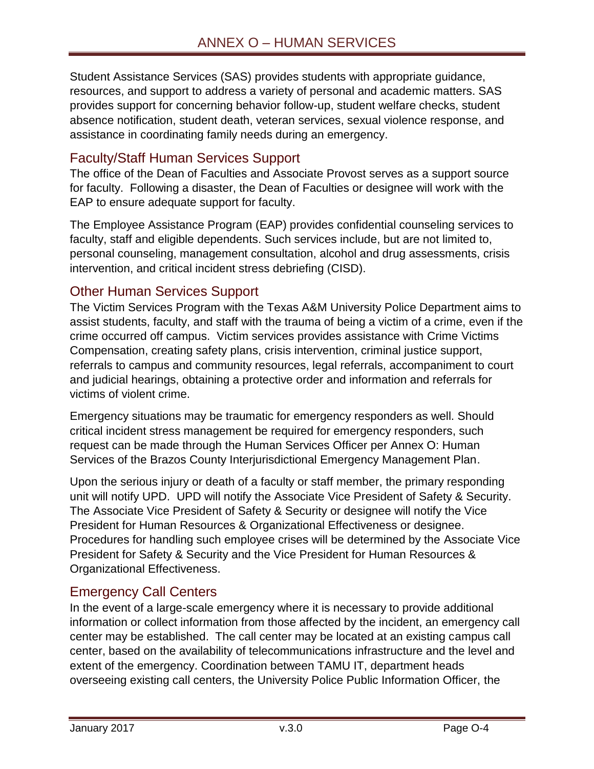Student Assistance Services (SAS) provides students with appropriate guidance, resources, and support to address a variety of personal and academic matters. SAS provides support for concerning behavior follow-up, student welfare checks, student absence notification, student death, veteran services, sexual violence response, and assistance in coordinating family needs during an emergency.

## Faculty/Staff Human Services Support

The office of the Dean of Faculties and Associate Provost serves as a support source for faculty. Following a disaster, the Dean of Faculties or designee will work with the EAP to ensure adequate support for faculty.

The Employee Assistance Program (EAP) provides confidential counseling services to faculty, staff and eligible dependents. Such services include, but are not limited to, personal counseling, management consultation, alcohol and drug assessments, crisis intervention, and critical incident stress debriefing (CISD).

## Other Human Services Support

The Victim Services Program with the Texas A&M University Police Department aims to assist students, faculty, and staff with the trauma of being a victim of a crime, even if the crime occurred off campus. Victim services provides assistance with Crime Victims Compensation, creating safety plans, crisis intervention, criminal justice support, referrals to campus and community resources, legal referrals, accompaniment to court and judicial hearings, obtaining a protective order and information and referrals for victims of violent crime.

Emergency situations may be traumatic for emergency responders as well. Should critical incident stress management be required for emergency responders, such request can be made through the Human Services Officer per Annex O: Human Services of the Brazos County Interjurisdictional Emergency Management Plan.

Upon the serious injury or death of a faculty or staff member, the primary responding unit will notify UPD. UPD will notify the Associate Vice President of Safety & Security. The Associate Vice President of Safety & Security or designee will notify the Vice President for Human Resources & Organizational Effectiveness or designee. Procedures for handling such employee crises will be determined by the Associate Vice President for Safety & Security and the Vice President for Human Resources & Organizational Effectiveness.

## Emergency Call Centers

In the event of a large-scale emergency where it is necessary to provide additional information or collect information from those affected by the incident, an emergency call center may be established. The call center may be located at an existing campus call center, based on the availability of telecommunications infrastructure and the level and extent of the emergency. Coordination between TAMU IT, department heads overseeing existing call centers, the University Police Public Information Officer, the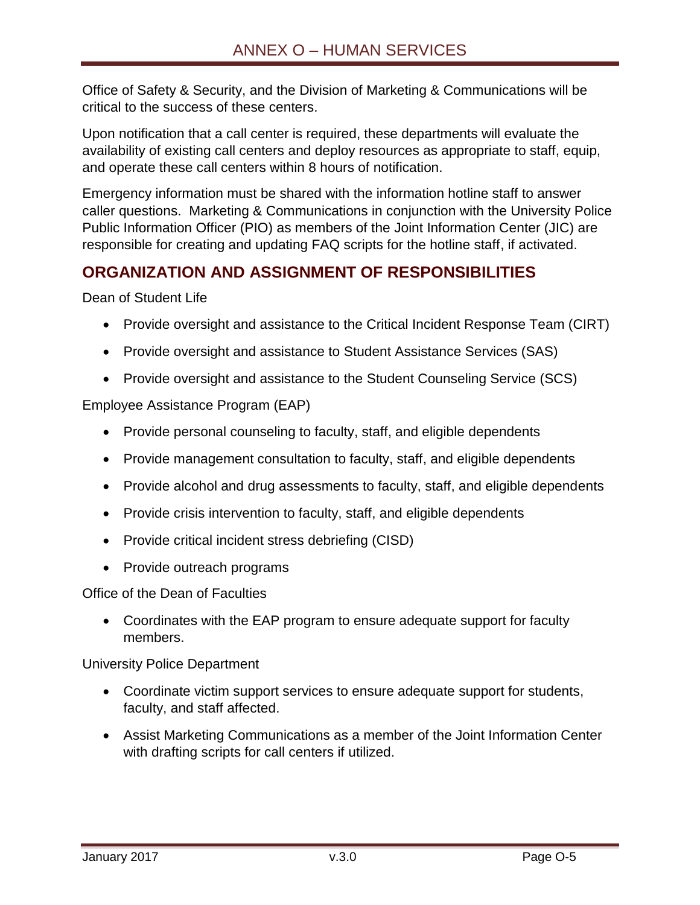Office of Safety & Security, and the Division of Marketing & Communications will be critical to the success of these centers.

Upon notification that a call center is required, these departments will evaluate the availability of existing call centers and deploy resources as appropriate to staff, equip, and operate these call centers within 8 hours of notification.

Emergency information must be shared with the information hotline staff to answer caller questions. Marketing & Communications in conjunction with the University Police Public Information Officer (PIO) as members of the Joint Information Center (JIC) are responsible for creating and updating FAQ scripts for the hotline staff, if activated.

## ORGANIZATION AND ASSIGNMENT OF RESPONSIBILITIES

Dean of Student Life

- Provide oversight and assistance to the Critical Incident Response Team (CIRT)
- Provide oversight and assistance to Student Assistance Services (SAS)
- Provide oversight and assistance to the Student Counseling Service (SCS)

Employee Assistance Program (EAP)

- Provide personal counseling to faculty, staff, and eligible dependents
- Provide management consultation to faculty, staff, and eligible dependents
- Provide alcohol and drug assessments to faculty, staff, and eligible dependents
- Provide crisis intervention to faculty, staff, and eligible dependents
- Provide critical incident stress debriefing (CISD)
- Provide outreach programs

Office of the Dean of Faculties

- Coordinates with the EAP program to ensure adequate support for faculty members.

University Police Department

- Coordinate victim support services to ensure adequate support for students, faculty, and staff affected.
- Assist Marketing Communications as a member of the Joint Information Center with drafting scripts for call centers if utilized.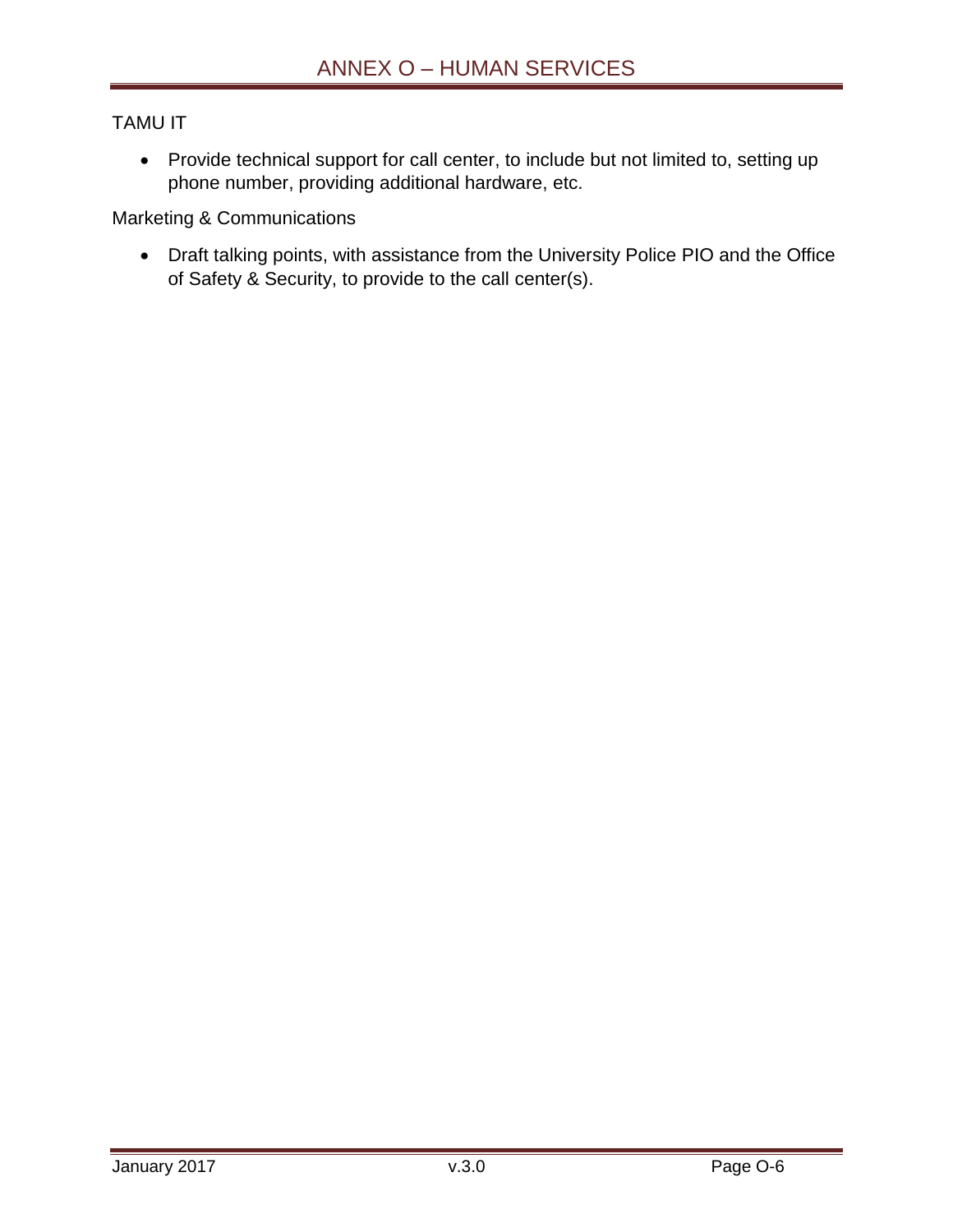TAMU IT

- Provide technical support for call center, to include but not limited to, setting up phone number, providing additional hardware, etc.

Marketing & Communications

- Draft talking points, with assistance from the University Police PIO and the Office of Safety & Security, to provide to the call center(s).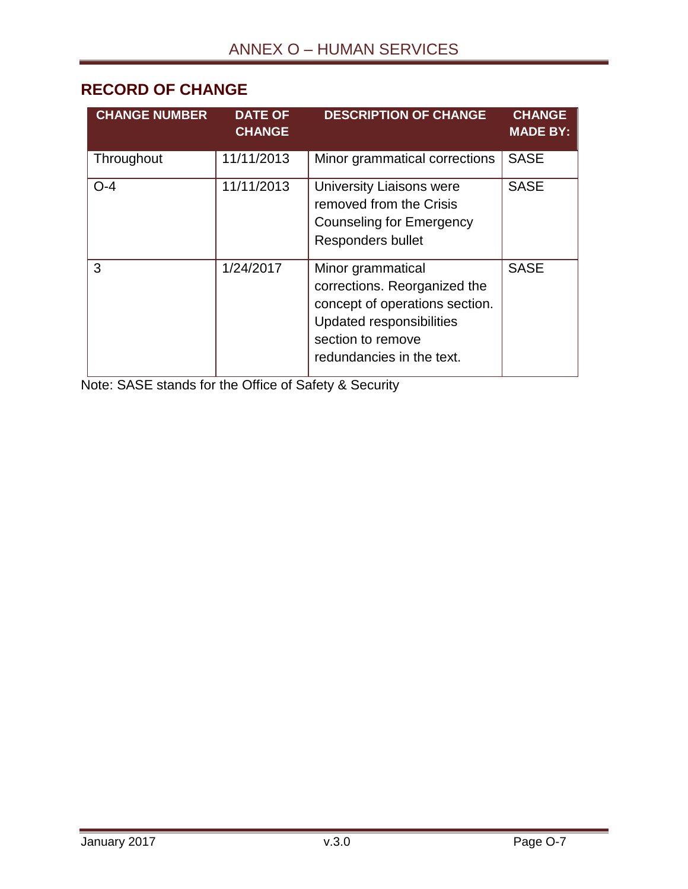## RECORD OF CHANGE

| CHANGE NUMBER | DATE OF CHANGE | DESCRIPTION OF CHANGE | CHANGE MADE BY: |
|---|---|---|---|
| Throughout | 11/11/2013 | Minor grammatical corrections | SASE |
| O-4 | 11/11/2013 | University Liaisons were removed from the Crisis Counseling for Emergency Responders bullet | SASE |
| 3 | 1/24/2017 | Minor grammatical corrections. Reorganized the concept of operations section. Updated responsibilities section to remove redundancies in the text. | SASE |

Note: SASE stands for the Office of Safety & Security